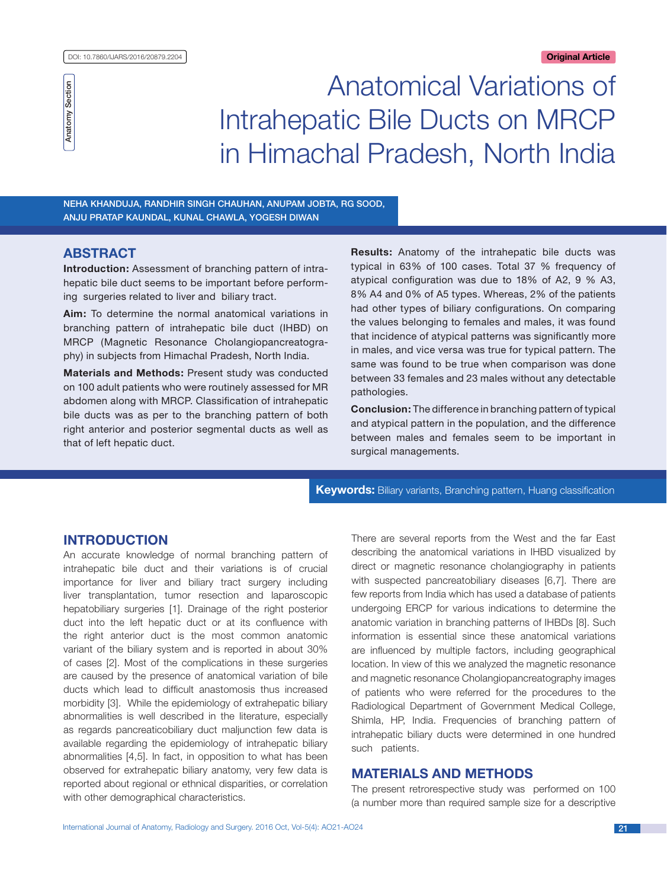DOI: 10.7860/IJARS/2016/20879.2204

Original Article

Anatomy Section

# Anatomical Variations of Intrahepatic Bile Ducts on MRCP in Himachal Pradesh, North India

NEHA KHANDUJA, RANDHIR SINGH CHAUHAN, ANUPAM JOBTA, RG SOOD, ANJU PRATAP KAUNDAL, KUNAL CHAWLA, YOGESH DIWAN

## ABSTRACT

**Introduction:** Assessment of branching pattern of intrahepatic bile duct seems to be important before performing surgeries related to liver and biliary tract.

**Aim:** To determine the normal anatomical variations in branching pattern of intrahepatic bile duct (IHBD) on MRCP (Magnetic Resonance Cholangiopancreatography) in subjects from Himachal Pradesh, North India.

**Materials and Methods:** Present study was conducted on 100 adult patients who were routinely assessed for MR abdomen along with MRCP. Classification of intrahepatic bile ducts was as per to the branching pattern of both right anterior and posterior segmental ducts as well as that of left hepatic duct.

**Results:** Anatomy of the intrahepatic bile ducts was typical in 63% of 100 cases. Total 37 % frequency of atypical configuration was due to 18% of A2, 9 % A3, 8% A4 and 0% of A5 types. Whereas, 2% of the patients had other types of biliary configurations. On comparing the values belonging to females and males, it was found that incidence of atypical patterns was significantly more in males, and vice versa was true for typical pattern. The same was found to be true when comparison was done between 33 females and 23 males without any detectable pathologies.

**Conclusion:** The difference in branching pattern of typical and atypical pattern in the population, and the difference between males and females seem to be important in surgical managements.

**Keywords:** Biliary variants, Branching pattern, Huang classification

## INTRODUCTION

An accurate knowledge of normal branching pattern of intrahepatic bile duct and their variations is of crucial importance for liver and biliary tract surgery including liver transplantation, tumor resection and laparoscopic hepatobiliary surgeries [1]. Drainage of the right posterior duct into the left hepatic duct or at its confluence with the right anterior duct is the most common anatomic variant of the biliary system and is reported in about 30% of cases [2]. Most of the complications in these surgeries are caused by the presence of anatomical variation of bile ducts which lead to difficult anastomosis thus increased morbidity [3]. While the epidemiology of extrahepatic biliary abnormalities is well described in the literature, especially as regards pancreaticobiliary duct maljunction few data is available regarding the epidemiology of intrahepatic biliary abnormalities [4,5]. In fact, in opposition to what has been observed for extrahepatic biliary anatomy, very few data is reported about regional or ethnical disparities, or correlation with other demographical characteristics.

There are several reports from the West and the far East describing the anatomical variations in IHBD visualized by direct or magnetic resonance cholangiography in patients with suspected pancreatobiliary diseases [6,7]. There are few reports from India which has used a database of patients undergoing ERCP for various indications to determine the anatomic variation in branching patterns of IHBDs [8]. Such information is essential since these anatomical variations are influenced by multiple factors, including geographical location. In view of this we analyzed the magnetic resonance and magnetic resonance Cholangiopancreatography images of patients who were referred for the procedures to the Radiological Department of Government Medical College, Shimla, HP, India. Frequencies of branching pattern of intrahepatic biliary ducts were determined in one hundred such patients.

## MATERIALS AND METHODS

The present retrorespective study was performed on 100 (a number more than required sample size for a descriptive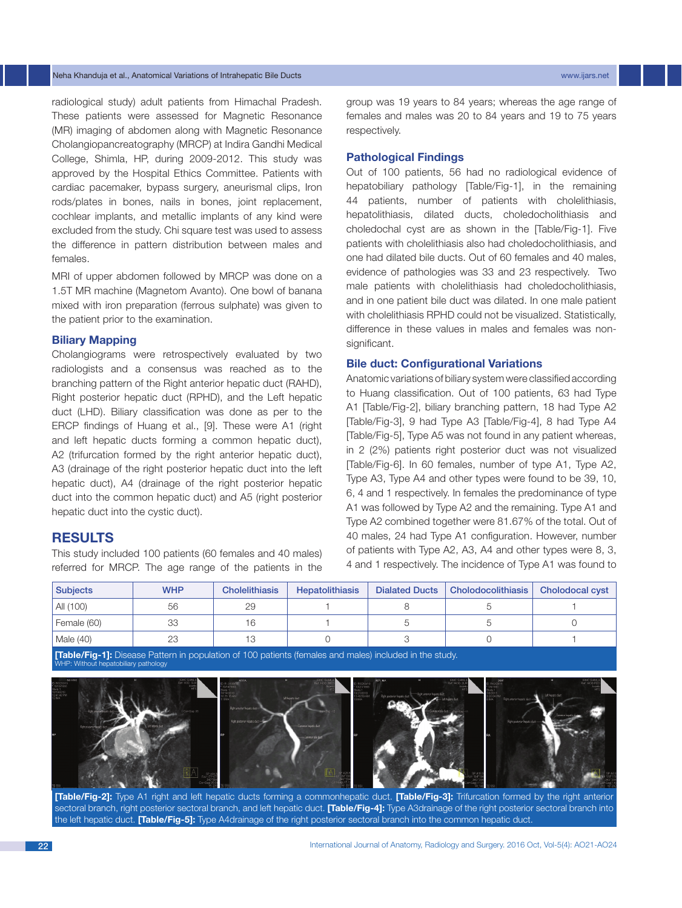radiological study) adult patients from Himachal Pradesh. These patients were assessed for Magnetic Resonance (MR) imaging of abdomen along with Magnetic Resonance Cholangiopancreatography (MRCP) at Indira Gandhi Medical College, Shimla, HP, during 2009-2012. This study was approved by the Hospital Ethics Committee. Patients with cardiac pacemaker, bypass surgery, aneurismal clips, Iron rods/plates in bones, nails in bones, joint replacement, cochlear implants, and metallic implants of any kind were excluded from the study. Chi square test was used to assess the difference in pattern distribution between males and females.

MRI of upper abdomen followed by MRCP was done on a 1.5T MR machine (Magnetom Avanto). One bowl of banana mixed with iron preparation (ferrous sulphate) was given to the patient prior to the examination.

### Biliary Mapping

Cholangiograms were retrospectively evaluated by two radiologists and a consensus was reached as to the branching pattern of the Right anterior hepatic duct (RAHD), Right posterior hepatic duct (RPHD), and the Left hepatic duct (LHD). Biliary classification was done as per to the ERCP findings of Huang et al., [9]. These were A1 (right and left hepatic ducts forming a common hepatic duct), A2 (trifurcation formed by the right anterior hepatic duct), A3 (drainage of the right posterior hepatic duct into the left hepatic duct), A4 (drainage of the right posterior hepatic duct into the common hepatic duct) and A5 (right posterior hepatic duct into the cystic duct).

## RESULTS

This study included 100 patients (60 females and 40 males) referred for MRCP. The age range of the patients in the group was 19 years to 84 years; whereas the age range of females and males was 20 to 84 years and 19 to 75 years respectively.

### Pathological Findings

Out of 100 patients, 56 had no radiological evidence of hepatobiliary pathology [Table/Fig-1], in the remaining 44 patients, number of patients with cholelithiasis, hepatolithiasis, dilated ducts, choledocholithiasis and choledochal cyst are as shown in the [Table/Fig-1]. Five patients with cholelithiasis also had choledocholithiasis, and one had dilated bile ducts. Out of 60 females and 40 males, evidence of pathologies was 33 and 23 respectively. Two male patients with cholelithiasis had choledocholithiasis, and in one patient bile duct was dilated. In one male patient with cholelithiasis RPHD could not be visualized. Statistically, difference in these values in males and females was non-significant.

### Bile duct: Configurational Variations

Anatomic variations of biliary system were classified according to Huang classification. Out of 100 patients, 63 had Type A1 [Table/Fig-2], biliary branching pattern, 18 had Type A2 [Table/Fig-3], 9 had Type A3 [Table/Fig-4], 8 had Type A4 [Table/Fig-5], Type A5 was not found in any patient whereas, in 2 (2%) patients right posterior duct was not visualized [Table/Fig-6]. In 60 females, number of type A1, Type A2, Type A3, Type A4 and other types were found to be 39, 10, 6, 4 and 1 respectively. In females the predominance of type A1 was followed by Type A2 and the remaining. Type A1 and Type A2 combined together were 81.67% of the total. Out of 40 males, 24 had Type A1 configuration. However, number of patients with Type A2, A3, A4 and other types were 8, 3, 4 and 1 respectively. The incidence of Type A1 was found to

| Subjects | WHP | Cholelithiasis | Hepatolithiasis | Dialated Ducts | Cholodocolithiasis | Cholodocal cyst |
|---|---|---|---|---|---|---|
| All (100) | 56 | 29 | 1 | 8 | 5 | 1 |
| Female (60) | 33 | 16 | 1 | 5 | 5 | 0 |
| Male (40) | 23 | 13 | 0 | 3 | 0 | 1 |

**[Table/Fig-1]:** Disease Pattern in population of 100 patients (females and males) included in the study.
WHP: Without hepatobiliary pathology

**[Table/Fig-2]:** Type A1 right and left hepatic ducts forming a commonhepatic duct. **[Table/Fig-3]:** Trifurcation formed by the right anterior sectoral branch, right posterior sectoral branch, and left hepatic duct. **[Table/Fig-4]:** Type A3drainage of the right posterior sectoral branch into the left hepatic duct. **[Table/Fig-5]:** Type A4drainage of the right posterior sectoral branch into the common hepatic duct.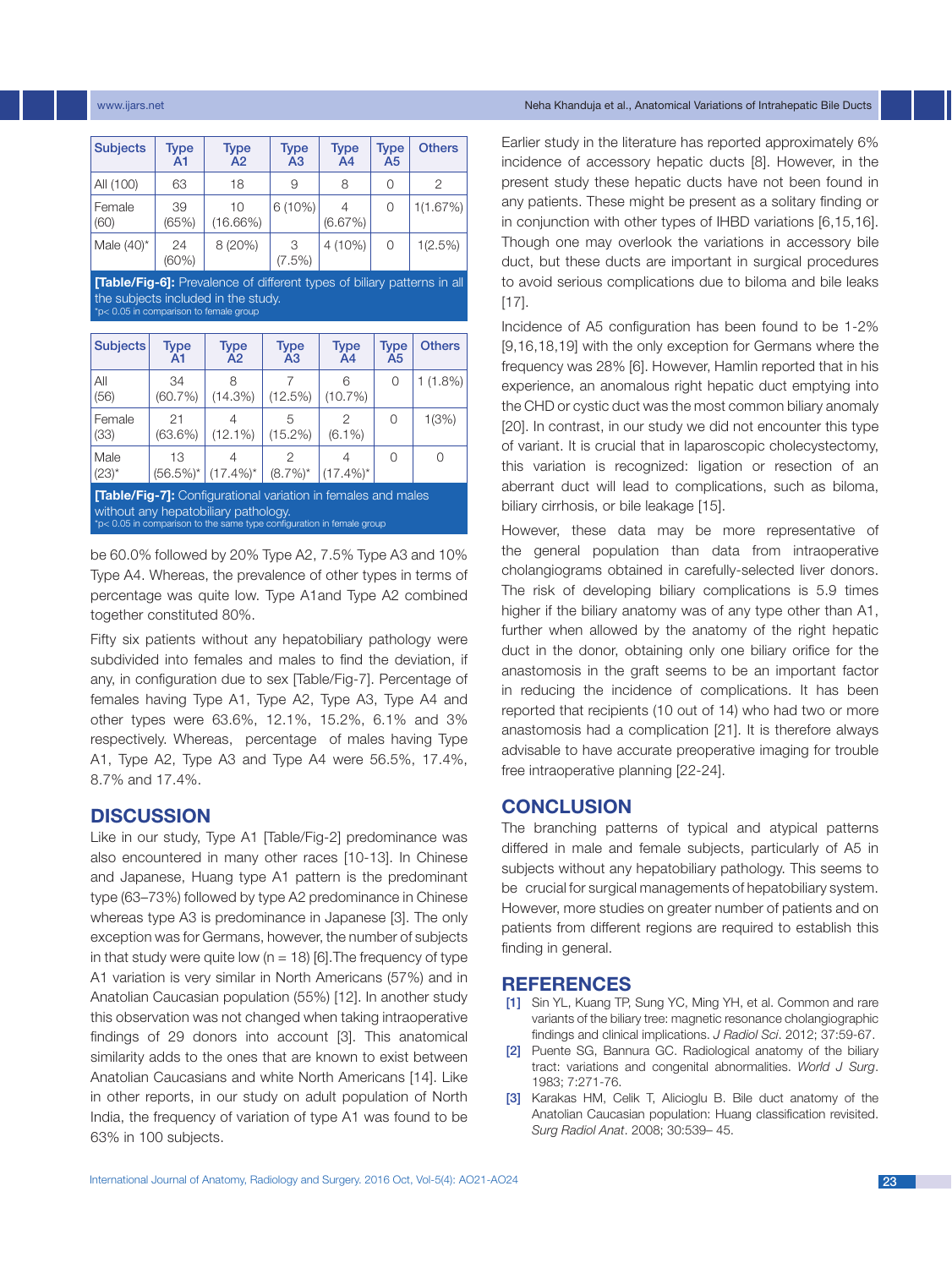| Subjects | Type A1 | Type A2 | Type A3 | Type A4 | Type A5 | Others |
|---|---|---|---|---|---|---|
| All (100) | 63 | 18 | 9 | 8 | 0 | 2 |
| Female (60) | 39 (65%) | 10 (16.66%) | 6 (10%) | 4 (6.67%) | 0 | 1(1.67%) |
| Male (40)* | 24 (60%) | 8 (20%) | 3 (7.5%) | 4 (10%) | 0 | 1(2.5%) |

**[Table/Fig-6]:** Prevalence of different types of biliary patterns in all the subjects included in the study.
*p< 0.05 in comparison to female group

| Subjects | Type A1 | Type A2 | Type A3 | Type A4 | Type A5 | Others |
|---|---|---|---|---|---|---|
| All (56) | 34 (60.7%) | 8 (14.3%) | 7 (12.5%) | 6 (10.7%) | 0 | 1 (1.8%) |
| Female (33) | 21 (63.6%) | 4 (12.1%) | 5 (15.2%) | 2 (6.1%) | 0 | 1(3%) |
| Male (23)* | 13 (56.5%)* | 4 (17.4%)* | 2 (8.7%)* | 4 (17.4%)* | 0 | 0 |

**[Table/Fig-7]:** Configurational variation in females and males without any hepatobiliary pathology.
*p< 0.05 in comparison to the same type configuration in female group

be 60.0% followed by 20% Type A2, 7.5% Type A3 and 10% Type A4. Whereas, the prevalence of other types in terms of percentage was quite low. Type A1and Type A2 combined together constituted 80%.

Fifty six patients without any hepatobiliary pathology were subdivided into females and males to find the deviation, if any, in configuration due to sex [Table/Fig-7]. Percentage of females having Type A1, Type A2, Type A3, Type A4 and other types were 63.6%, 12.1%, 15.2%, 6.1% and 3% respectively. Whereas, percentage of males having Type A1, Type A2, Type A3 and Type A4 were 56.5%, 17.4%, 8.7% and 17.4%.

## DISCUSSION

Like in our study, Type A1 [Table/Fig-2] predominance was also encountered in many other races [10-13]. In Chinese and Japanese, Huang type A1 pattern is the predominant type (63–73%) followed by type A2 predominance in Chinese whereas type A3 is predominance in Japanese [3]. The only exception was for Germans, however, the number of subjects in that study was quite low (n = 18) [6].The frequency of type A1 variation is very similar in North Americans (57%) and in Anatolian Caucasian population (55%) [12]. In another study this observation was not changed when taking intraoperative findings of 29 donors into account [3]. This anatomical similarity adds to the ones that are known to exist between Anatolian Caucasians and white North Americans [14]. Like in other reports, in our study on adult population of North India, the frequency of variation of type A1 was found to be 63% in 100 subjects.

Earlier study in the literature has reported approximately 6% incidence of accessory hepatic ducts [8]. However, in the present study these hepatic ducts have not been found in any patients. These might be present as a solitary finding or in conjunction with other types of IHBD variations [6,15,16]. Though one may overlook the variations in accessory bile duct, but these ducts are important in surgical procedures to avoid serious complications due to biloma and bile leaks [17].

Incidence of A5 configuration has been found to be 1-2% [9,16,18,19] with the only exception for Germans where the frequency was 28% [6]. However, Hamlin reported that in his experience, an anomalous right hepatic duct emptying into the CHD or cystic duct was the most common biliary anomaly [20]. In contrast, in our study we did not encounter this type of variant. It is crucial that in laparoscopic cholecystectomy, this variation is recognized: ligation or resection of an aberrant duct will lead to complications, such as biloma, biliary cirrhosis, or bile leakage [15].

However, these data may be more representative of the general population than data from intraoperative cholangiograms obtained in carefully-selected liver donors. The risk of developing biliary complications is 5.9 times higher if the biliary anatomy was of any type other than A1, further when allowed by the anatomy of the right hepatic duct in the donor, obtaining only one biliary orifice for the anastomosis in the graft seems to be an important factor in reducing the incidence of complications. It has been reported that recipients (10 out of 14) who had two or more anastomosis had a complication [21]. It is therefore always advisable to have accurate preoperative imaging for trouble free intraoperative planning [22-24].

## CONCLUSION

The branching patterns of typical and atypical patterns differed in male and female subjects, particularly of A5 in subjects without any hepatobiliary pathology. This seems to be crucial for surgical managements of hepatobiliary system. However, more studies on greater number of patients and on patients from different regions are required to establish this finding in general.

## REFERENCES

[1] Sin YL, Kuang TP, Sung YC, Ming YH, et al. Common and rare variants of the biliary tree: magnetic resonance cholangiographic findings and clinical implications. *J Radiol Sci*. 2012; 37:59-67.

[2] Puente SG, Bannura GC. Radiological anatomy of the biliary tract: variations and congenital abnormalities. *World J Surg*. 1983; 7:271-76.

[3] Karakas HM, Celik T, Alicioglu B. Bile duct anatomy of the Anatolian Caucasian population: Huang classification revisited. *Surg Radiol Anat*. 2008; 30:539– 45.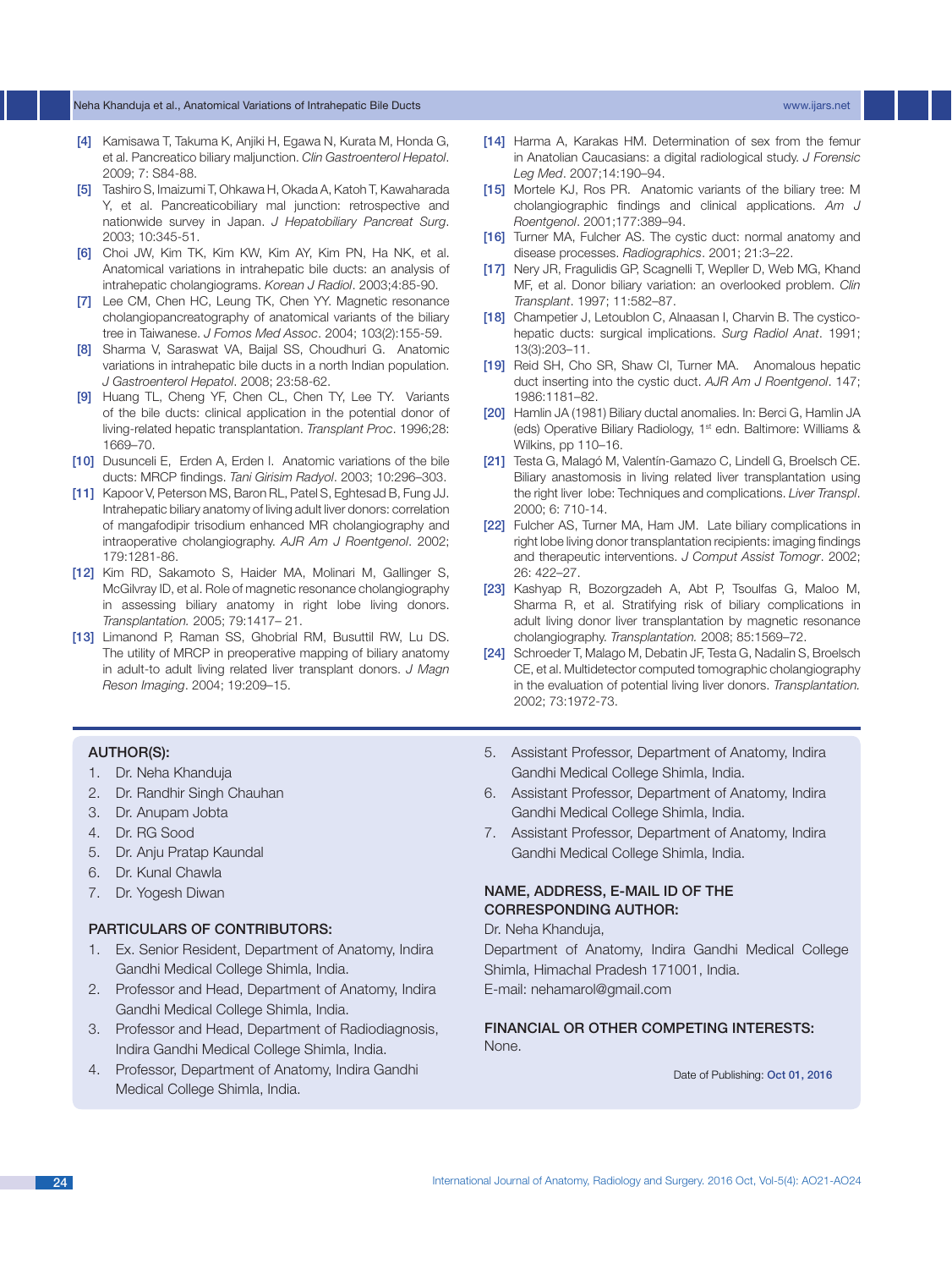[4] Kamisawa T, Takuma K, Anjiki H, Egawa N, Kurata M, Honda G, et al. Pancreatico biliary maljunction. *Clin Gastroenterol Hepatol*. 2009; 7: S84-88.

[5] Tashiro S, Imaizumi T, Ohkawa H, Okada A, Katoh T, Kawaharada Y, et al. Pancreaticobiliary mal junction: retrospective and nationwide survey in Japan. *J Hepatobiliary Pancreat Surg*. 2003; 10:345-51.

[6] Choi JW, Kim TK, Kim KW, Kim AY, Kim PN, Ha NK, et al. Anatomical variations in intrahepatic bile ducts: an analysis of intrahepatic cholangiograms. *Korean J Radiol*. 2003;4:85-90.

[7] Lee CM, Chen HC, Leung TK, Chen YY. Magnetic resonance cholangiopancreatography of anatomical variants of the biliary tree in Taiwanese. *J Fomos Med Assoc*. 2004; 103(2):155-59.

[8] Sharma V, Saraswat VA, Baijal SS, Choudhuri G. Anatomic variations in intrahepatic bile ducts in a north Indian population. *J Gastroenterol Hepatol*. 2008; 23:58-62.

[9] Huang TL, Cheng YF, Chen CL, Chen TY, Lee TY. Variants of the bile ducts: clinical application in the potential donor of living-related hepatic transplantation. *Transplant Proc*. 1996;28: 1669–70.

[10] Dusunceli E, Erden A, Erden I. Anatomic variations of the bile ducts: MRCP findings. *Tani Girisim Radyol*. 2003; 10:296–303.

[11] Kapoor V, Peterson MS, Baron RL, Patel S, Eghtesad B, Fung JJ. Intrahepatic biliary anatomy of living adult liver donors: correlation of mangafodipir trisodium enhanced MR cholangiography and intraoperative cholangiography. *AJR Am J Roentgenol*. 2002; 179:1281-86.

[12] Kim RD, Sakamoto S, Haider MA, Molinari M, Gallinger S, McGilvray ID, et al. Role of magnetic resonance cholangiography in assessing biliary anatomy in right lobe living donors. *Transplantation.* 2005; 79:1417– 21.

[13] Limanond P, Raman SS, Ghobrial RM, Busuttil RW, Lu DS. The utility of MRCP in preoperative mapping of biliary anatomy in adult-to adult living related liver transplant donors. *J Magn Reson Imaging*. 2004; 19:209–15.

[14] Harma A, Karakas HM. Determination of sex from the femur in Anatolian Caucasians: a digital radiological study. *J Forensic Leg Med*. 2007;14:190–94.

[15] Mortele KJ, Ros PR. Anatomic variants of the biliary tree: M cholangiographic findings and clinical applications. *Am J Roentgenol*. 2001;177:389–94.

[16] Turner MA, Fulcher AS. The cystic duct: normal anatomy and disease processes. *Radiographics*. 2001; 21:3–22.

[17] Nery JR, Fragulidis GP, Scagnelli T, Weppler D, Web MG, Khand MF, et al. Donor biliary variation: an overlooked problem. *Clin Transplant*. 1997; 11:582–87.

[18] Champetier J, Letoublon C, Alnaasan I, Charvin B. The cystico-hepatic ducts: surgical implications. *Surg Radiol Anat*. 1991; 13(3):203–11.

[19] Reid SH, Cho SR, Shaw CI, Turner MA. Anomalous hepatic duct inserting into the cystic duct. *AJR Am J Roentgenol*. 147; 1986:1181–82.

[20] Hamlin JA (1981) Biliary ductal anomalies. In: Berci G, Hamlin JA (eds) Operative Biliary Radiology, 1st edn. Baltimore: Williams & Wilkins, pp 110–16.

[21] Testa G, Malagó M, Valentín-Gamazo C, Lindell G, Broelsch CE. Biliary anastomosis in living related liver transplantation using the right liver lobe: Techniques and complications. *Liver Transpl*. 2000; 6: 710-14.

[22] Fulcher AS, Turner MA, Ham JM. Late biliary complications in right lobe living donor transplantation recipients: imaging findings and therapeutic interventions. *J Comput Assist Tomogr*. 2002; 26: 422–27.

[23] Kashyap R, Bozorgzadeh A, Abt P, Tsoulfas G, Maloo M, Sharma R, et al. Stratifying risk of biliary complications in adult living donor liver transplantation by magnetic resonance cholangiography. *Transplantation.* 2008; 85:1569–72.

[24] Schroeder T, Malago M, Debatin JF, Testa G, Nadalin S, Broelsch CE, et al. Multidetector computed tomographic cholangiography in the evaluation of potential living liver donors. *Transplantation.* 2002; 73:1972-73.

**AUTHOR(S):**

1. Dr. Neha Khanduja
2. Dr. Randhir Singh Chauhan
3. Dr. Anupam Jobta
4. Dr. RG Sood
5. Dr. Anju Pratap Kaundal
6. Dr. Kunal Chawla
7. Dr. Yogesh Diwan

**PARTICULARS OF CONTRIBUTORS:**

1. Ex. Senior Resident, Department of Anatomy, Indira Gandhi Medical College Shimla, India.
2. Professor and Head, Department of Anatomy, Indira Gandhi Medical College Shimla, India.
3. Professor and Head, Department of Radiodiagnosis, Indira Gandhi Medical College Shimla, India.
4. Professor, Department of Anatomy, Indira Gandhi Medical College Shimla, India.
5. Assistant Professor, Department of Anatomy, Indira Gandhi Medical College Shimla, India.
6. Assistant Professor, Department of Anatomy, Indira Gandhi Medical College Shimla, India.
7. Assistant Professor, Department of Anatomy, Indira Gandhi Medical College Shimla, India.

**NAME, ADDRESS, E-MAIL ID OF THE CORRESPONDING AUTHOR:**

Dr. Neha Khanduja,
Department of Anatomy, Indira Gandhi Medical College Shimla, Himachal Pradesh 171001, India.
E-mail: nehamarol@gmail.com

**FINANCIAL OR OTHER COMPETING INTERESTS:**
None.

Date of Publishing: Oct 01, 2016